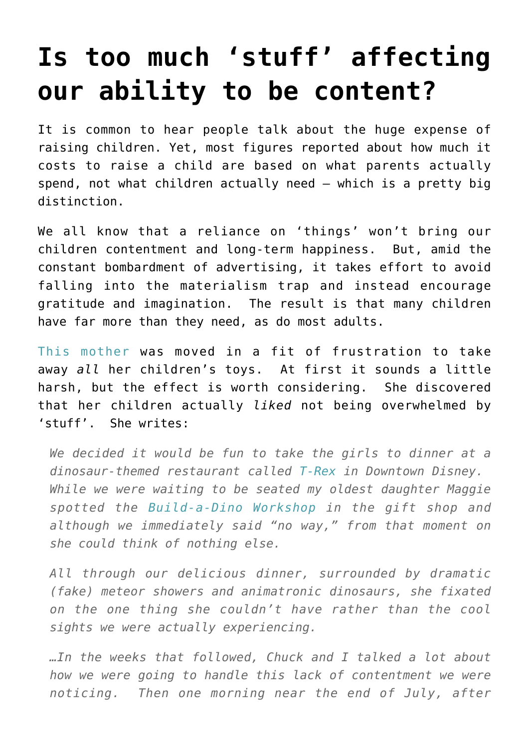# Is too much 'stuff' affecting our ability to be content?

It is common to hear people talk about the huge expense of raising children. Yet, most figures reported about how much it costs to raise a child are based on what parents actually spend, not what children actually need – which is a pretty big distinction.

We all know that a reliance on 'things' won't bring our children contentment and long-term happiness. But, amid the constant bombardment of advertising, it takes effort to avoid falling into the materialism trap and instead encourage gratitude and imagination. The result is that many children have far more than they need, as do most adults.

This mother was moved in a fit of frustration to take away *all* her children's toys. At first it sounds a little harsh, but the effect is worth considering. She discovered that her children actually *liked* not being overwhelmed by 'stuff'. She writes:

> *We decided it would be fun to take the girls to dinner at a dinosaur-themed restaurant called T-Rex in Downtown Disney. While we were waiting to be seated my oldest daughter Maggie spotted the Build-a-Dino Workshop in the gift shop and although we immediately said "no way," from that moment on she could think of nothing else.*
>
> *All through our delicious dinner, surrounded by dramatic (fake) meteor showers and animatronic dinosaurs, she fixated on the one thing she couldn't have rather than the cool sights we were actually experiencing.*
>
> *…In the weeks that followed, Chuck and I talked a lot about how we were going to handle this lack of contentment we were noticing. Then one morning near the end of July, after*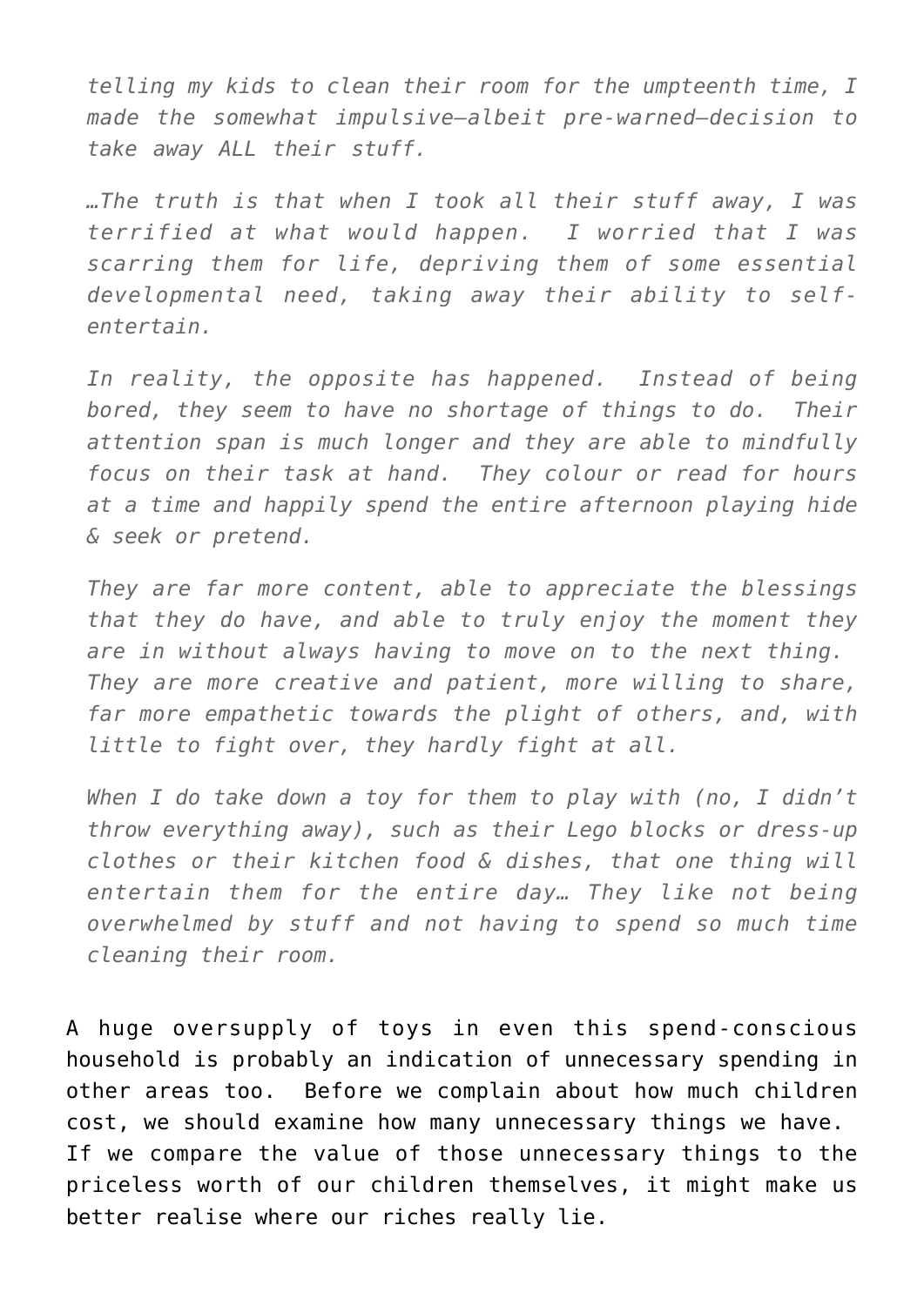> *telling my kids to clean their room for the umpteenth time, I made the somewhat impulsive—albeit pre-warned—decision to take away ALL their stuff.*
>
> *…The truth is that when I took all their stuff away, I was terrified at what would happen. I worried that I was scarring them for life, depriving them of some essential developmental need, taking away their ability to self-entertain.*
>
> *In reality, the opposite has happened. Instead of being bored, they seem to have no shortage of things to do. Their attention span is much longer and they are able to mindfully focus on their task at hand. They colour or read for hours at a time and happily spend the entire afternoon playing hide & seek or pretend.*
>
> *They are far more content, able to appreciate the blessings that they do have, and able to truly enjoy the moment they are in without always having to move on to the next thing. They are more creative and patient, more willing to share, far more empathetic towards the plight of others, and, with little to fight over, they hardly fight at all.*
>
> *When I do take down a toy for them to play with (no, I didn't throw everything away), such as their Lego blocks or dress-up clothes or their kitchen food & dishes, that one thing will entertain them for the entire day… They like not being overwhelmed by stuff and not having to spend so much time cleaning their room.*

A huge oversupply of toys in even this spend-conscious household is probably an indication of unnecessary spending in other areas too. Before we complain about how much children cost, we should examine how many unnecessary things we have. If we compare the value of those unnecessary things to the priceless worth of our children themselves, it might make us better realise where our riches really lie.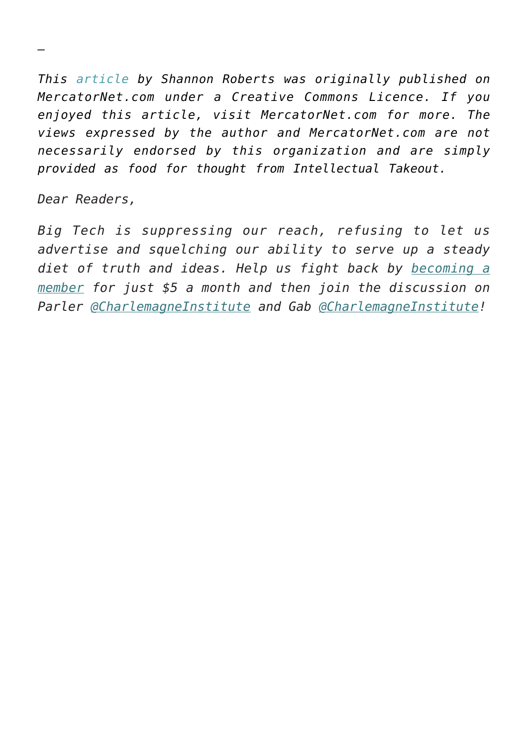—

*This article by Shannon Roberts was originally published on MercatorNet.com under a Creative Commons Licence. If you enjoyed this article, visit MercatorNet.com for more. The views expressed by the author and MercatorNet.com are not necessarily endorsed by this organization and are simply provided as food for thought from Intellectual Takeout.*

*Dear Readers,*

*Big Tech is suppressing our reach, refusing to let us advertise and squelching our ability to serve up a steady diet of truth and ideas. Help us fight back by becoming a member for just $5 a month and then join the discussion on Parler @CharlemagneInstitute and Gab @CharlemagneInstitute!*